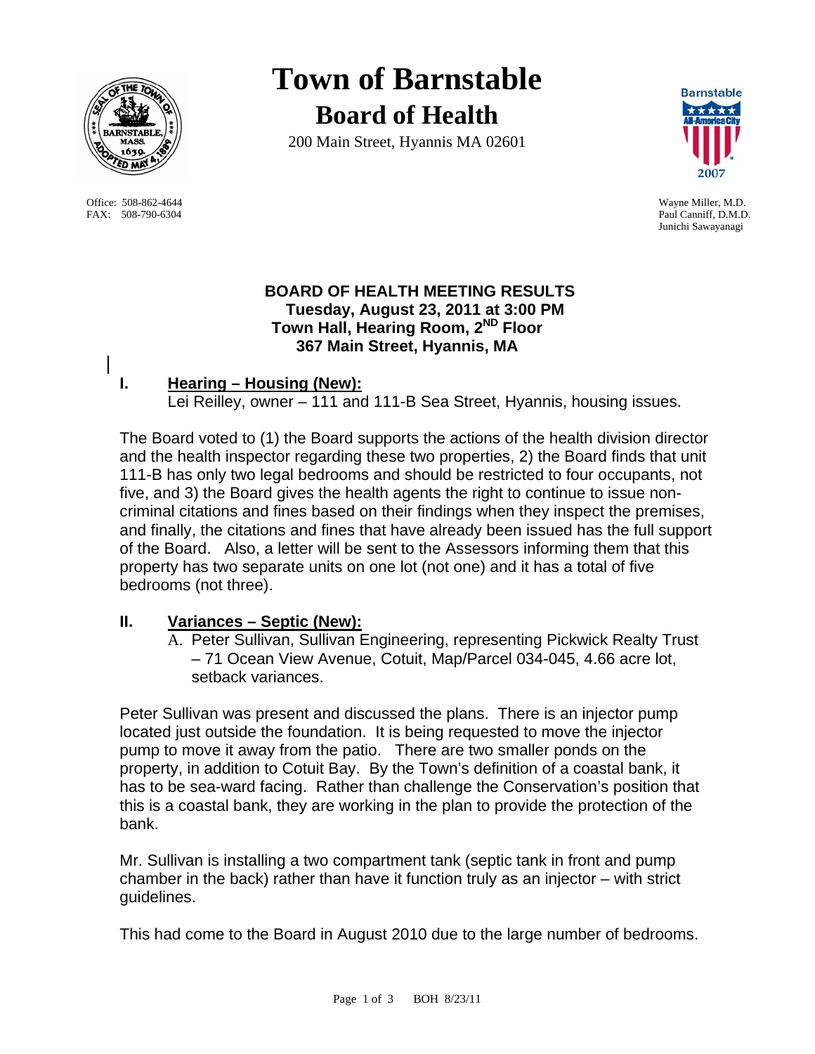# Town of Barnstable

## Board of Health

200 Main Street, Hyannis MA 02601

Office: 508-862-4644
FAX: 508-790-6304

Wayne Miller, M.D.
Paul Canniff, D.M.D.
Junichi Sawayanagi

**BOARD OF HEALTH MEETING RESULTS**
**Tuesday, August 23, 2011 at 3:00 PM**
**Town Hall, Hearing Room, 2ND Floor**
**367 Main Street, Hyannis, MA**

## I. Hearing – Housing (New):

Lei Reilley, owner – 111 and 111-B Sea Street, Hyannis, housing issues.

The Board voted to (1) the Board supports the actions of the health division director and the health inspector regarding these two properties, 2) the Board finds that unit 111-B has only two legal bedrooms and should be restricted to four occupants, not five, and 3) the Board gives the health agents the right to continue to issue non-criminal citations and fines based on their findings when they inspect the premises, and finally, the citations and fines that have already been issued has the full support of the Board. Also, a letter will be sent to the Assessors informing them that this property has two separate units on one lot (not one) and it has a total of five bedrooms (not three).

## II. Variances – Septic (New):

A. Peter Sullivan, Sullivan Engineering, representing Pickwick Realty Trust – 71 Ocean View Avenue, Cotuit, Map/Parcel 034-045, 4.66 acre lot, setback variances.

Peter Sullivan was present and discussed the plans. There is an injector pump located just outside the foundation. It is being requested to move the injector pump to move it away from the patio. There are two smaller ponds on the property, in addition to Cotuit Bay. By the Town's definition of a coastal bank, it has to be sea-ward facing. Rather than challenge the Conservation's position that this is a coastal bank, they are working in the plan to provide the protection of the bank.

Mr. Sullivan is installing a two compartment tank (septic tank in front and pump chamber in the back) rather than have it function truly as an injector – with strict guidelines.

This had come to the Board in August 2010 due to the large number of bedrooms.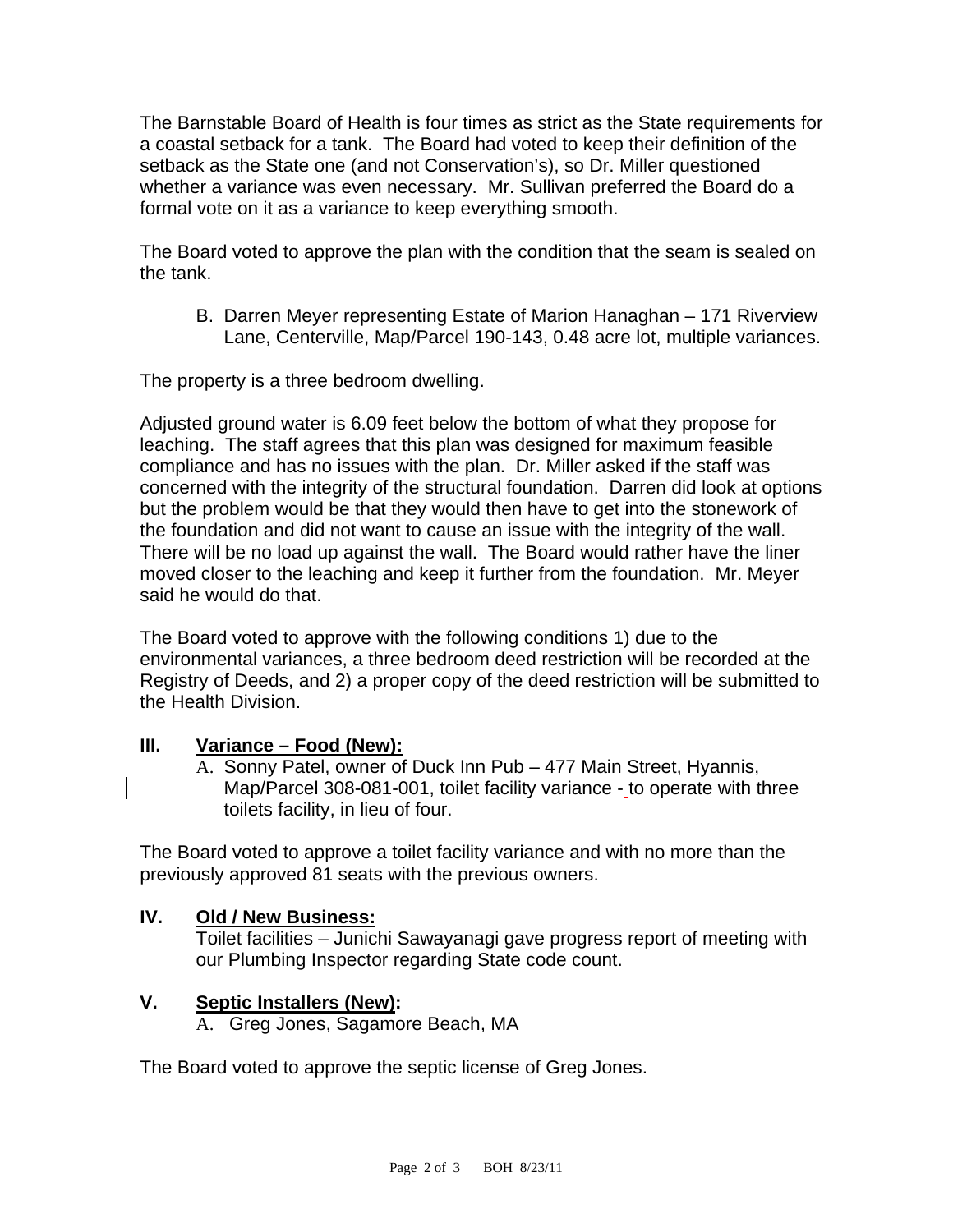The Barnstable Board of Health is four times as strict as the State requirements for a coastal setback for a tank. The Board had voted to keep their definition of the setback as the State one (and not Conservation's), so Dr. Miller questioned whether a variance was even necessary. Mr. Sullivan preferred the Board do a formal vote on it as a variance to keep everything smooth.

The Board voted to approve the plan with the condition that the seam is sealed on the tank.

B. Darren Meyer representing Estate of Marion Hanaghan – 171 Riverview Lane, Centerville, Map/Parcel 190-143, 0.48 acre lot, multiple variances.

The property is a three bedroom dwelling.

Adjusted ground water is 6.09 feet below the bottom of what they propose for leaching. The staff agrees that this plan was designed for maximum feasible compliance and has no issues with the plan. Dr. Miller asked if the staff was concerned with the integrity of the structural foundation. Darren did look at options but the problem would be that they would then have to get into the stonework of the foundation and did not want to cause an issue with the integrity of the wall. There will be no load up against the wall. The Board would rather have the liner moved closer to the leaching and keep it further from the foundation. Mr. Meyer said he would do that.

The Board voted to approve with the following conditions 1) due to the environmental variances, a three bedroom deed restriction will be recorded at the Registry of Deeds, and 2) a proper copy of the deed restriction will be submitted to the Health Division.

## III. Variance – Food (New):

A. Sonny Patel, owner of Duck Inn Pub – 477 Main Street, Hyannis, Map/Parcel 308-081-001, toilet facility variance - to operate with three toilets facility, in lieu of four.

The Board voted to approve a toilet facility variance and with no more than the previously approved 81 seats with the previous owners.

## IV. Old / New Business:

Toilet facilities – Junichi Sawayanagi gave progress report of meeting with our Plumbing Inspector regarding State code count.

## V. Septic Installers (New):

A. Greg Jones, Sagamore Beach, MA

The Board voted to approve the septic license of Greg Jones.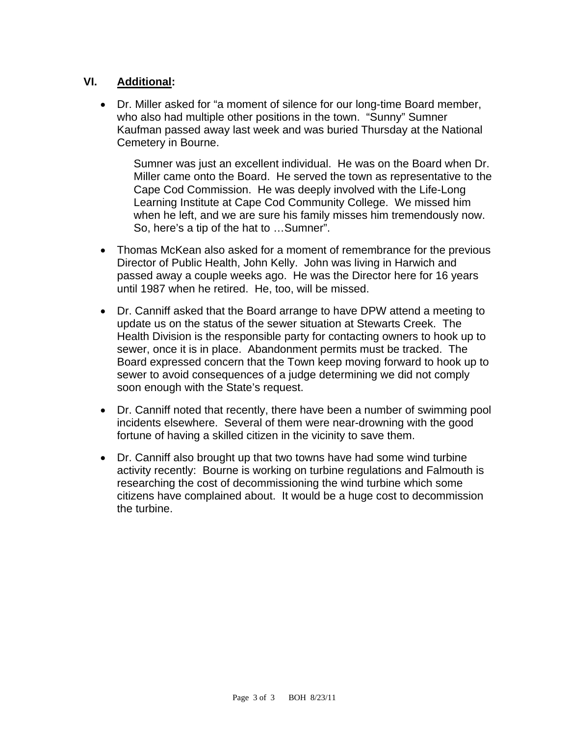## VI. **Additional**:

- Dr. Miller asked for "a moment of silence for our long-time Board member, who also had multiple other positions in the town. "Sunny" Sumner Kaufman passed away last week and was buried Thursday at the National Cemetery in Bourne.

  Sumner was just an excellent individual. He was on the Board when Dr. Miller came onto the Board. He served the town as representative to the Cape Cod Commission. He was deeply involved with the Life-Long Learning Institute at Cape Cod Community College. We missed him when he left, and we are sure his family misses him tremendously now. So, here's a tip of the hat to …Sumner".

- Thomas McKean also asked for a moment of remembrance for the previous Director of Public Health, John Kelly. John was living in Harwich and passed away a couple weeks ago. He was the Director here for 16 years until 1987 when he retired. He, too, will be missed.

- Dr. Canniff asked that the Board arrange to have DPW attend a meeting to update us on the status of the sewer situation at Stewarts Creek. The Health Division is the responsible party for contacting owners to hook up to sewer, once it is in place. Abandonment permits must be tracked. The Board expressed concern that the Town keep moving forward to hook up to sewer to avoid consequences of a judge determining we did not comply soon enough with the State's request.

- Dr. Canniff noted that recently, there have been a number of swimming pool incidents elsewhere. Several of them were near-drowning with the good fortune of having a skilled citizen in the vicinity to save them.

- Dr. Canniff also brought up that two towns have had some wind turbine activity recently: Bourne is working on turbine regulations and Falmouth is researching the cost of decommissioning the wind turbine which some citizens have complained about. It would be a huge cost to decommission the turbine.